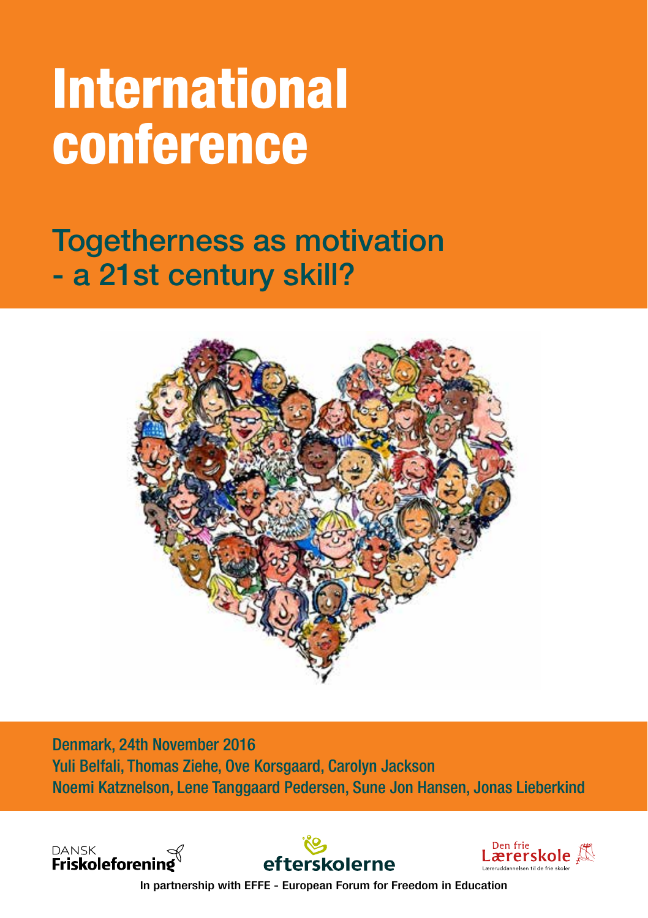# International conference

## Togetherness as motivation - a 21st century skill?

Denmark, 24th November 2016

Yuli Belfali, Thomas Ziehe, Ove Korsgaard, Carolyn Jackson

Noemi Katznelson, Lene Tanggaard Pedersen, Sune Jon Hansen, Jonas Lieberkind

DANSK Friskoleforening

efterskolerne

Den frie Lærerskole

Læreruddannelsen til de frie skoler

In partnership with EFFE - European Forum for Freedom in Education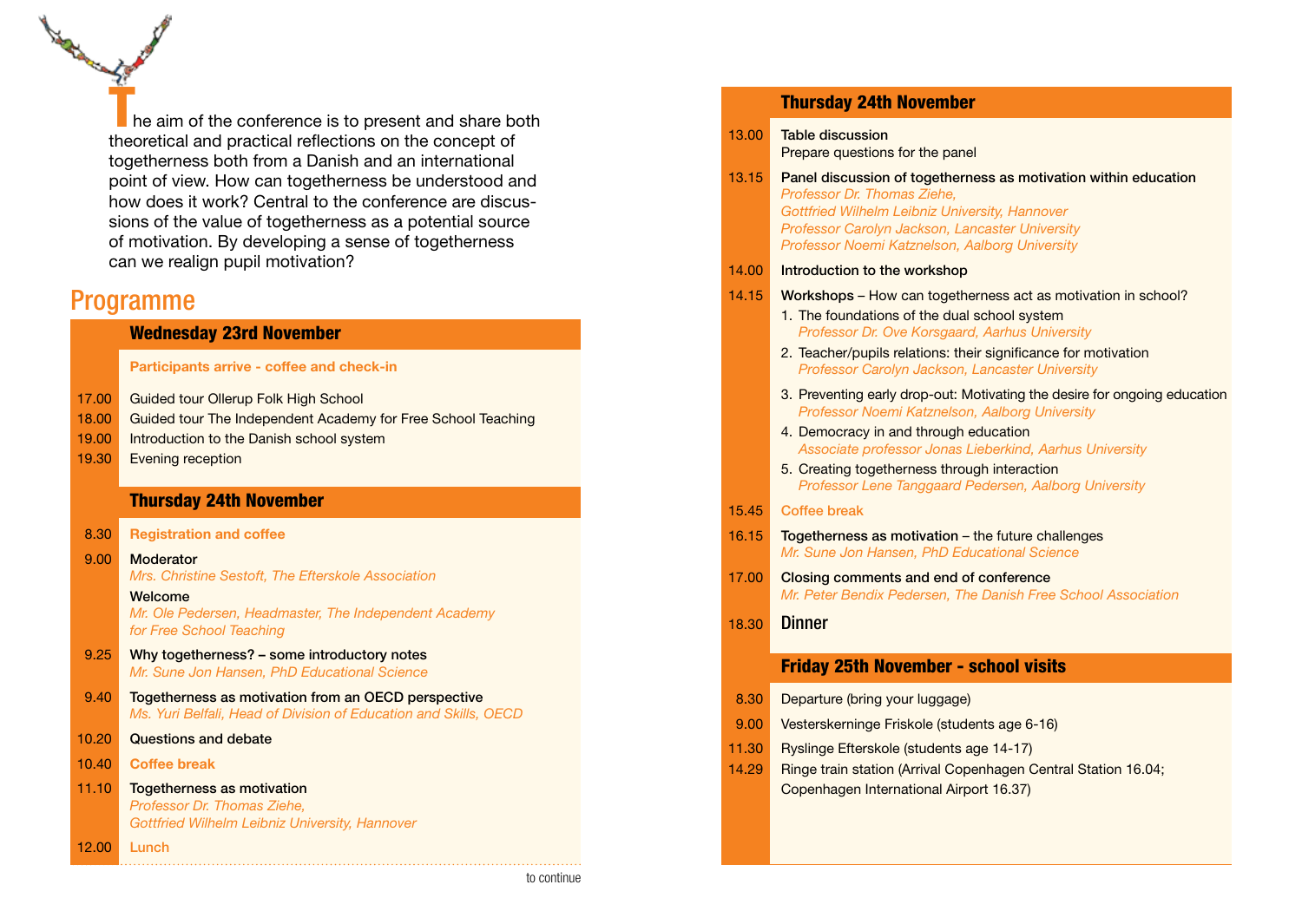The aim of the conference is to present and share both theoretical and practical reflections on the concept of togetherness both from a Danish and an international point of view. How can togetherness be understood and how does it work? Central to the conference are discussions of the value of togetherness as a potential source of motivation. By developing a sense of togetherness can we realign pupil motivation?

## Programme

### Wednesday 23rd November

**Participants arrive - coffee and check-in**

| | |
|---|---|
| 17.00 | Guided tour Ollerup Folk High School |
| 18.00 | Guided tour The Independent Academy for Free School Teaching |
| 19.00 | Introduction to the Danish school system |
| 19.30 | Evening reception |

### Thursday 24th November

| | |
|---|---|
| 8.30 | **Registration and coffee** |
| 9.00 | Moderator<br>*Mrs. Christine Sestoft, The Efterskole Association*<br>Welcome<br>*Mr. Ole Pedersen, Headmaster, The Independent Academy for Free School Teaching* |
| 9.25 | Why togetherness? – some introductory notes<br>*Mr. Sune Jon Hansen, PhD Educational Science* |
| 9.40 | Togetherness as motivation from an OECD perspective<br>*Ms. Yuri Belfali, Head of Division of Education and Skills, OECD* |
| 10.20 | Questions and debate |
| 10.40 | **Coffee break** |
| 11.10 | Togetherness as motivation<br>*Professor Dr. Thomas Ziehe, Gottfried Wilhelm Leibniz University, Hannover* |
| 12.00 | **Lunch** |

to continue

### Thursday 24th November

| | |
|---|---|
| 13.00 | Table discussion<br>Prepare questions for the panel |
| 13.15 | Panel discussion of togetherness as motivation within education<br>*Professor Dr. Thomas Ziehe, Gottfried Wilhelm Leibniz University, Hannover*<br>*Professor Carolyn Jackson, Lancaster University*<br>*Professor Noemi Katznelson, Aalborg University* |
| 14.00 | Introduction to the workshop |
| 14.15 | Workshops – How can togetherness act as motivation in school?<br>1. The foundations of the dual school system<br>*Professor Dr. Ove Korsgaard, Aarhus University*<br>2. Teacher/pupils relations: their significance for motivation<br>*Professor Carolyn Jackson, Lancaster University*<br>3. Preventing early drop-out: Motivating the desire for ongoing education<br>*Professor Noemi Katznelson, Aalborg University*<br>4. Democracy in and through education<br>*Associate professor Jonas Lieberkind, Aarhus University*<br>5. Creating togetherness through interaction<br>*Professor Lene Tanggaard Pedersen, Aalborg University* |
| 15.45 | **Coffee break** |
| 16.15 | Togetherness as motivation – the future challenges<br>*Mr. Sune Jon Hansen, PhD Educational Science* |
| 17.00 | Closing comments and end of conference<br>*Mr. Peter Bendix Pedersen, The Danish Free School Association* |
| 18.30 | **Dinner** |

### Friday 25th November - school visits

| | |
|---|---|
| 8.30 | Departure (bring your luggage) |
| 9.00 | Vesterskerninge Friskole (students age 6-16) |
| 11.30 | Ryslinge Efterskole (students age 14-17) |
| 14.29 | Ringe train station (Arrival Copenhagen Central Station 16.04; Copenhagen International Airport 16.37) |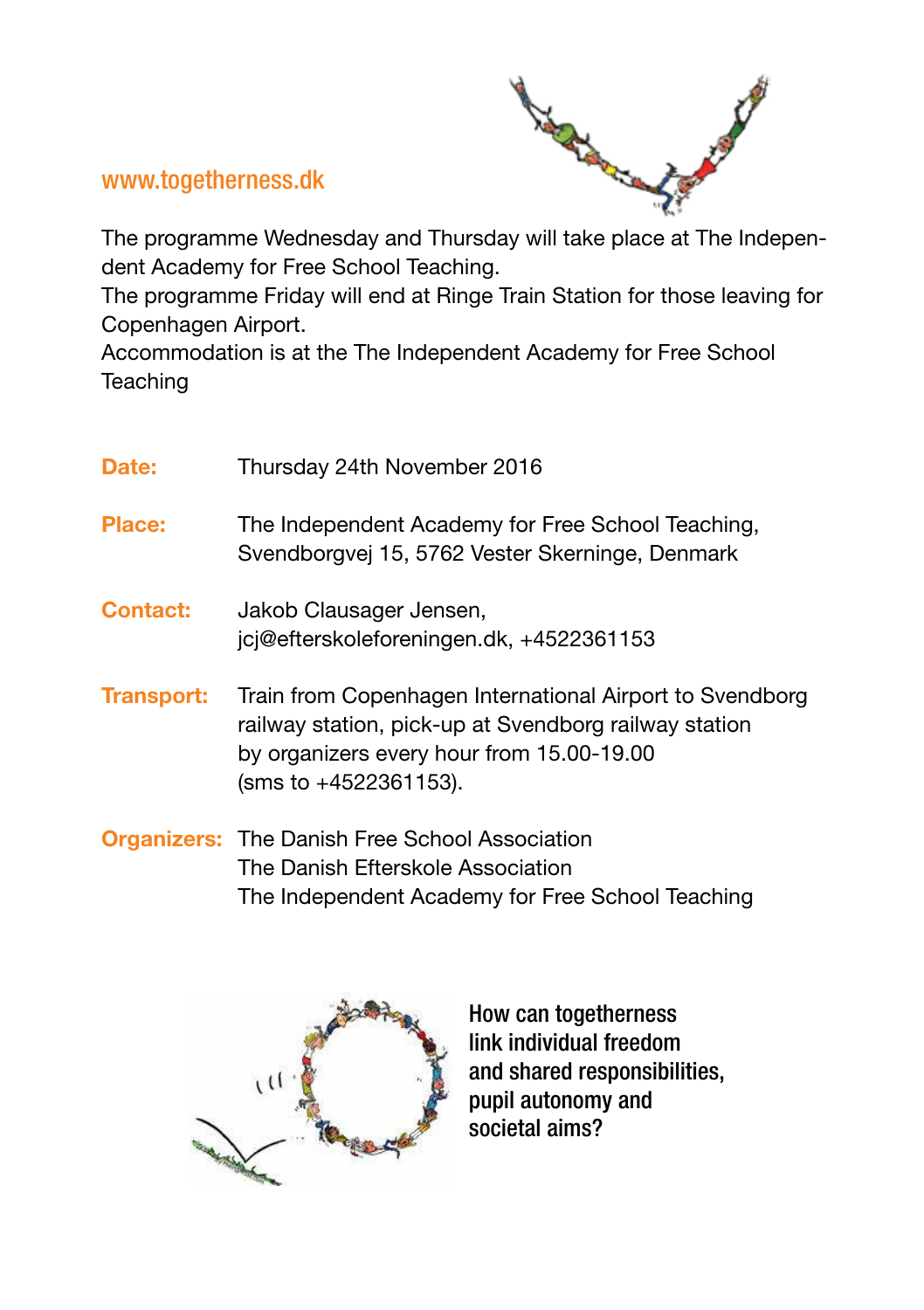www.togetherness.dk

The programme Wednesday and Thursday will take place at The Independent Academy for Free School Teaching.
The programme Friday will end at Ringe Train Station for those leaving for Copenhagen Airport.
Accommodation is at the The Independent Academy for Free School Teaching

**Date:** Thursday 24th November 2016

**Place:** The Independent Academy for Free School Teaching, Svendborgvej 15, 5762 Vester Skerninge, Denmark

**Contact:** Jakob Clausager Jensen, jcj@efterskoleforeningen.dk, +4522361153

**Transport:** Train from Copenhagen International Airport to Svendborg railway station, pick-up at Svendborg railway station by organizers every hour from 15.00-19.00 (sms to +4522361153).

**Organizers:** The Danish Free School Association
The Danish Efterskole Association
The Independent Academy for Free School Teaching

How can togetherness link individual freedom and shared responsibilities, pupil autonomy and societal aims?